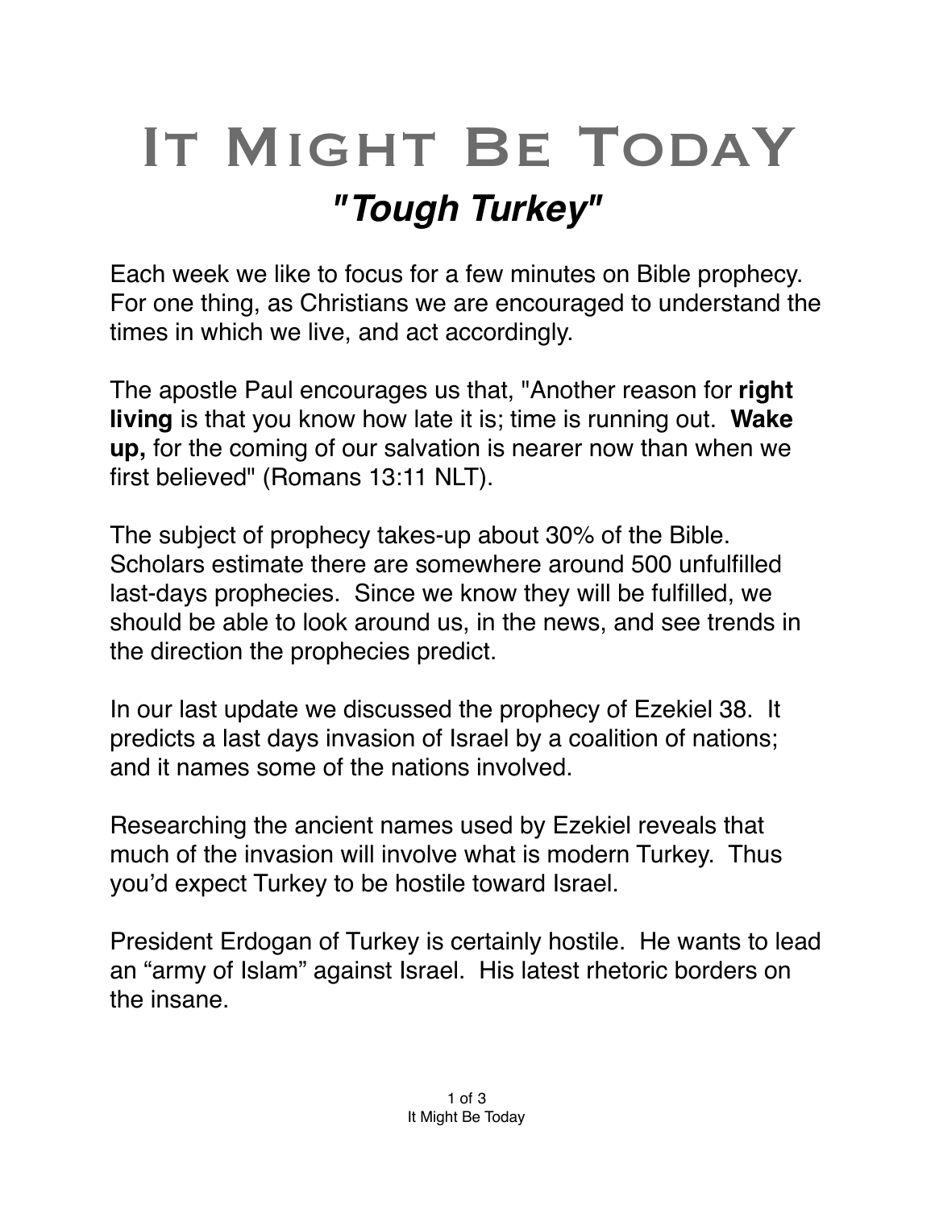# It Might Be TodaY

## *"Tough Turkey"*

Each week we like to focus for a few minutes on Bible prophecy. For one thing, as Christians we are encouraged to understand the times in which we live, and act accordingly.

The apostle Paul encourages us that, "Another reason for **right living** is that you know how late it is; time is running out. **Wake up,** for the coming of our salvation is nearer now than when we first believed" (Romans 13:11 NLT).

The subject of prophecy takes-up about 30% of the Bible. Scholars estimate there are somewhere around 500 unfulfilled last-days prophecies. Since we know they will be fulfilled, we should be able to look around us, in the news, and see trends in the direction the prophecies predict.

In our last update we discussed the prophecy of Ezekiel 38. It predicts a last days invasion of Israel by a coalition of nations; and it names some of the nations involved.

Researching the ancient names used by Ezekiel reveals that much of the invasion will involve what is modern Turkey. Thus you'd expect Turkey to be hostile toward Israel.

President Erdogan of Turkey is certainly hostile. He wants to lead an "army of Islam" against Israel. His latest rhetoric borders on the insane.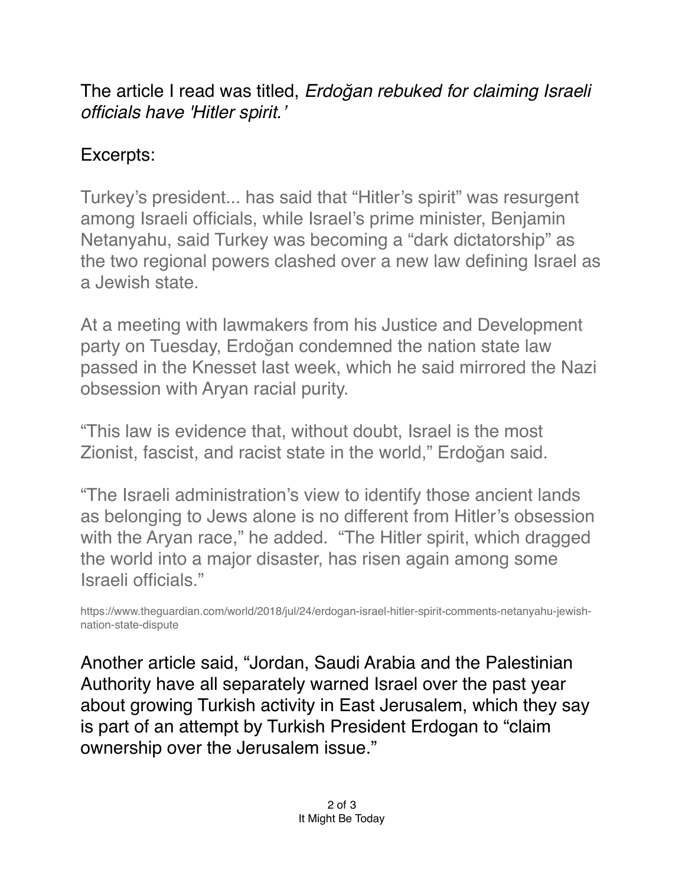The article I read was titled, *Erdoğan rebuked for claiming Israeli officials have 'Hitler spirit.'*

Excerpts:

Turkey's president... has said that "Hitler's spirit" was resurgent among Israeli officials, while Israel's prime minister, Benjamin Netanyahu, said Turkey was becoming a "dark dictatorship" as the two regional powers clashed over a new law defining Israel as a Jewish state.

At a meeting with lawmakers from his Justice and Development party on Tuesday, Erdoğan condemned the nation state law passed in the Knesset last week, which he said mirrored the Nazi obsession with Aryan racial purity.

"This law is evidence that, without doubt, Israel is the most Zionist, fascist, and racist state in the world," Erdoğan said.

"The Israeli administration's view to identify those ancient lands as belonging to Jews alone is no different from Hitler's obsession with the Aryan race," he added. "The Hitler spirit, which dragged the world into a major disaster, has risen again among some Israeli officials."

https://www.theguardian.com/world/2018/jul/24/erdogan-israel-hitler-spirit-comments-netanyahu-jewish-nation-state-dispute

Another article said, "Jordan, Saudi Arabia and the Palestinian Authority have all separately warned Israel over the past year about growing Turkish activity in East Jerusalem, which they say is part of an attempt by Turkish President Erdogan to "claim ownership over the Jerusalem issue."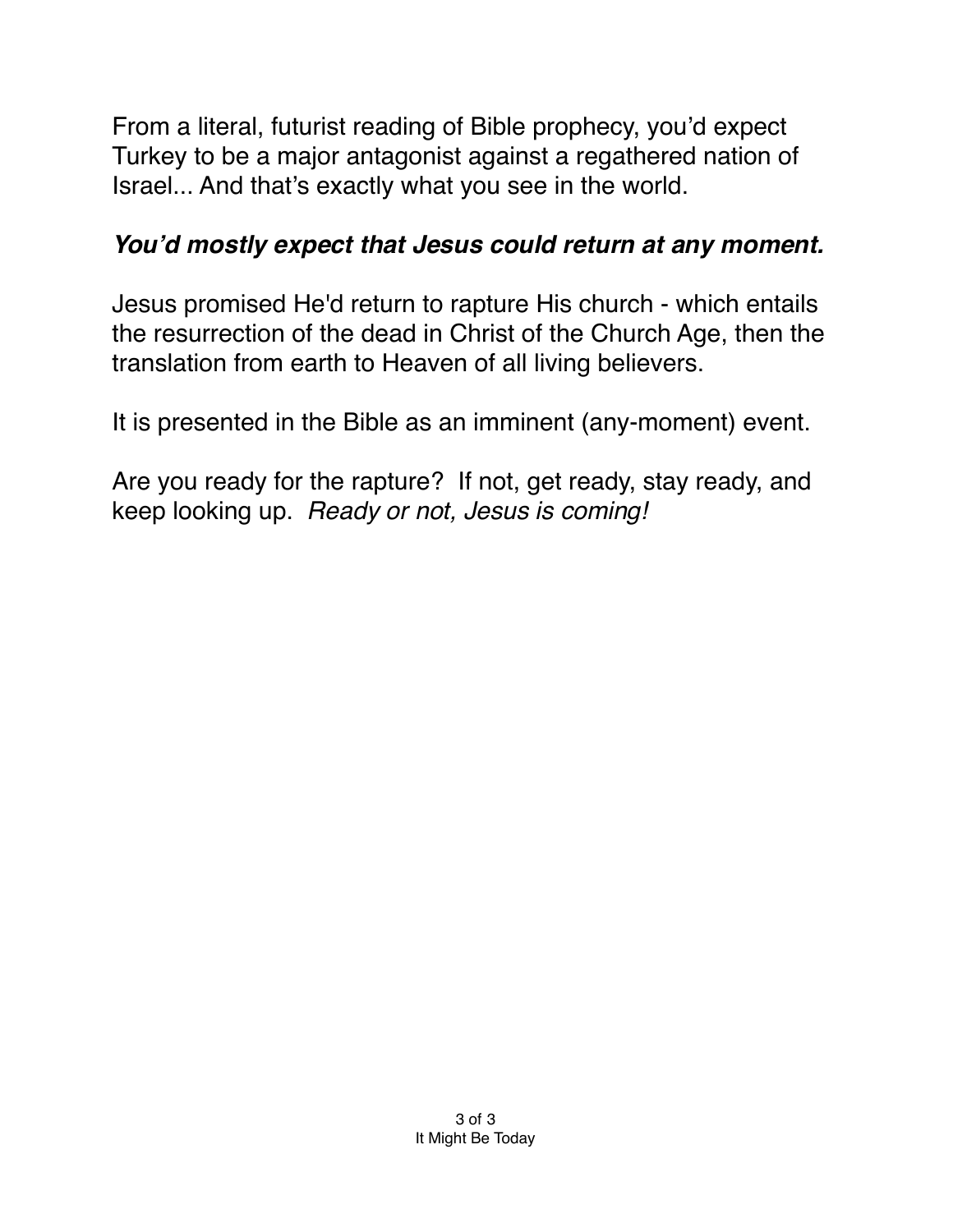From a literal, futurist reading of Bible prophecy, you'd expect Turkey to be a major antagonist against a regathered nation of Israel... And that's exactly what you see in the world.

***You'd mostly expect that Jesus could return at any moment.***

Jesus promised He'd return to rapture His church - which entails the resurrection of the dead in Christ of the Church Age, then the translation from earth to Heaven of all living believers.

It is presented in the Bible as an imminent (any-moment) event.

Are you ready for the rapture? If not, get ready, stay ready, and keep looking up. *Ready or not, Jesus is coming!*